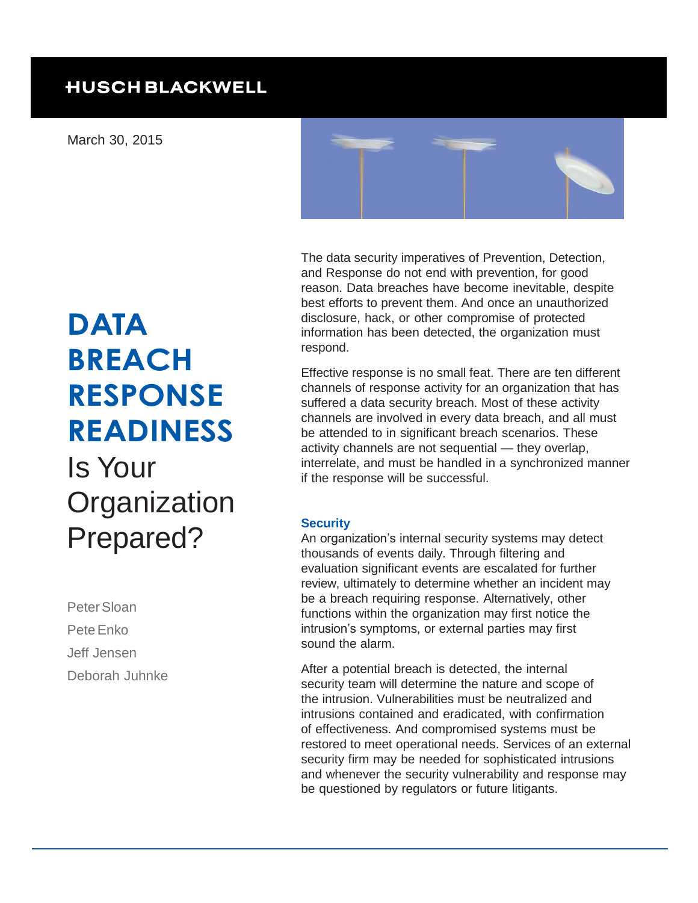HUSCH BLACKWELL

March 30, 2015

# DATA BREACH RESPONSE READINESS

## Is Your Organization Prepared?

Peter Sloan
Pete Enko
Jeff Jensen
Deborah Juhnke

The data security imperatives of Prevention, Detection, and Response do not end with prevention, for good reason. Data breaches have become inevitable, despite best efforts to prevent them. And once an unauthorized disclosure, hack, or other compromise of protected information has been detected, the organization must respond.

Effective response is no small feat. There are ten different channels of response activity for an organization that has suffered a data security breach. Most of these activity channels are involved in every data breach, and all must be attended to in significant breach scenarios. These activity channels are not sequential — they overlap, interrelate, and must be handled in a synchronized manner if the response will be successful.

### Security

An organization's internal security systems may detect thousands of events daily. Through filtering and evaluation significant events are escalated for further review, ultimately to determine whether an incident may be a breach requiring response. Alternatively, other functions within the organization may first notice the intrusion's symptoms, or external parties may first sound the alarm.

After a potential breach is detected, the internal security team will determine the nature and scope of the intrusion. Vulnerabilities must be neutralized and intrusions contained and eradicated, with confirmation of effectiveness. And compromised systems must be restored to meet operational needs. Services of an external security firm may be needed for sophisticated intrusions and whenever the security vulnerability and response may be questioned by regulators or future litigants.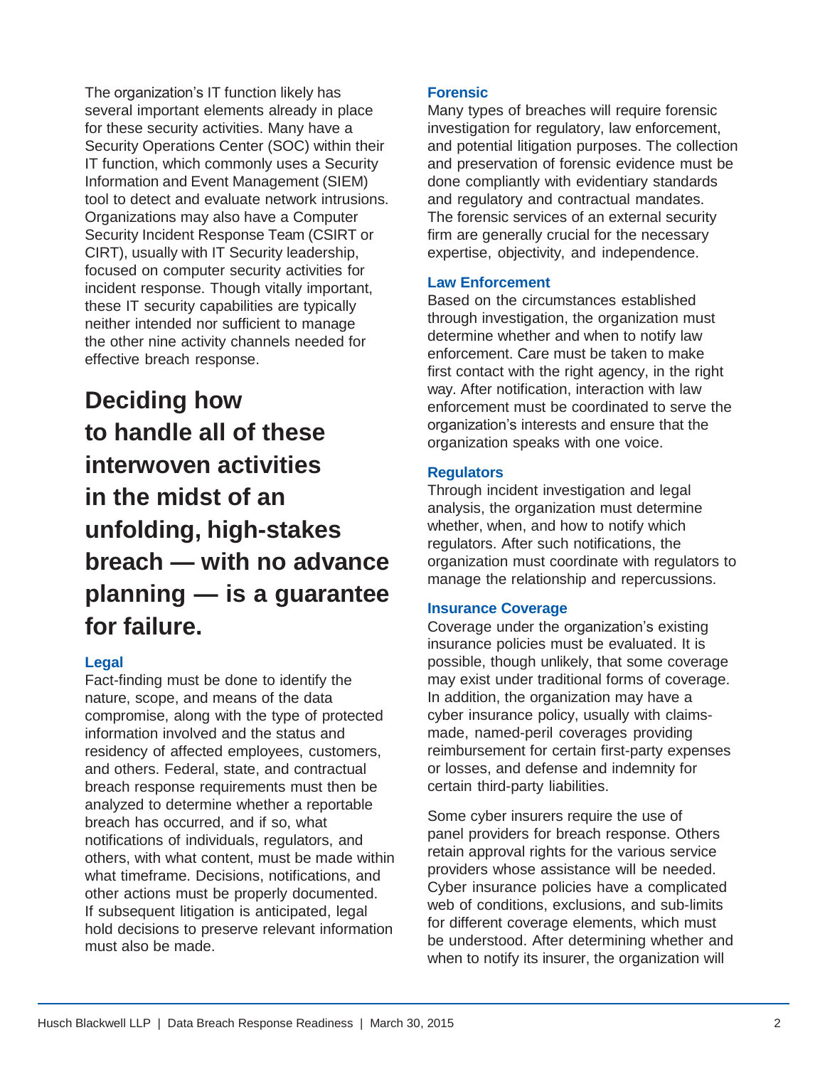The organization's IT function likely has several important elements already in place for these security activities. Many have a Security Operations Center (SOC) within their IT function, which commonly uses a Security Information and Event Management (SIEM) tool to detect and evaluate network intrusions. Organizations may also have a Computer Security Incident Response Team (CSIRT or CIRT), usually with IT Security leadership, focused on computer security activities for incident response. Though vitally important, these IT security capabilities are typically neither intended nor sufficient to manage the other nine activity channels needed for effective breach response.

## Deciding how to handle all of these interwoven activities in the midst of an unfolding, high-stakes breach — with no advance planning — is a guarantee for failure.

### Legal

Fact-finding must be done to identify the nature, scope, and means of the data compromise, along with the type of protected information involved and the status and residency of affected employees, customers, and others. Federal, state, and contractual breach response requirements must then be analyzed to determine whether a reportable breach has occurred, and if so, what notifications of individuals, regulators, and others, with what content, must be made within what timeframe. Decisions, notifications, and other actions must be properly documented. If subsequent litigation is anticipated, legal hold decisions to preserve relevant information must also be made.

### Forensic

Many types of breaches will require forensic investigation for regulatory, law enforcement, and potential litigation purposes. The collection and preservation of forensic evidence must be done compliantly with evidentiary standards and regulatory and contractual mandates. The forensic services of an external security firm are generally crucial for the necessary expertise, objectivity, and independence.

### Law Enforcement

Based on the circumstances established through investigation, the organization must determine whether and when to notify law enforcement. Care must be taken to make first contact with the right agency, in the right way. After notification, interaction with law enforcement must be coordinated to serve the organization's interests and ensure that the organization speaks with one voice.

### Regulators

Through incident investigation and legal analysis, the organization must determine whether, when, and how to notify which regulators. After such notifications, the organization must coordinate with regulators to manage the relationship and repercussions.

### Insurance Coverage

Coverage under the organization's existing insurance policies must be evaluated. It is possible, though unlikely, that some coverage may exist under traditional forms of coverage. In addition, the organization may have a cyber insurance policy, usually with claims-made, named-peril coverages providing reimbursement for certain first-party expenses or losses, and defense and indemnity for certain third-party liabilities.

Some cyber insurers require the use of panel providers for breach response. Others retain approval rights for the various service providers whose assistance will be needed. Cyber insurance policies have a complicated web of conditions, exclusions, and sub-limits for different coverage elements, which must be understood. After determining whether and when to notify its insurer, the organization will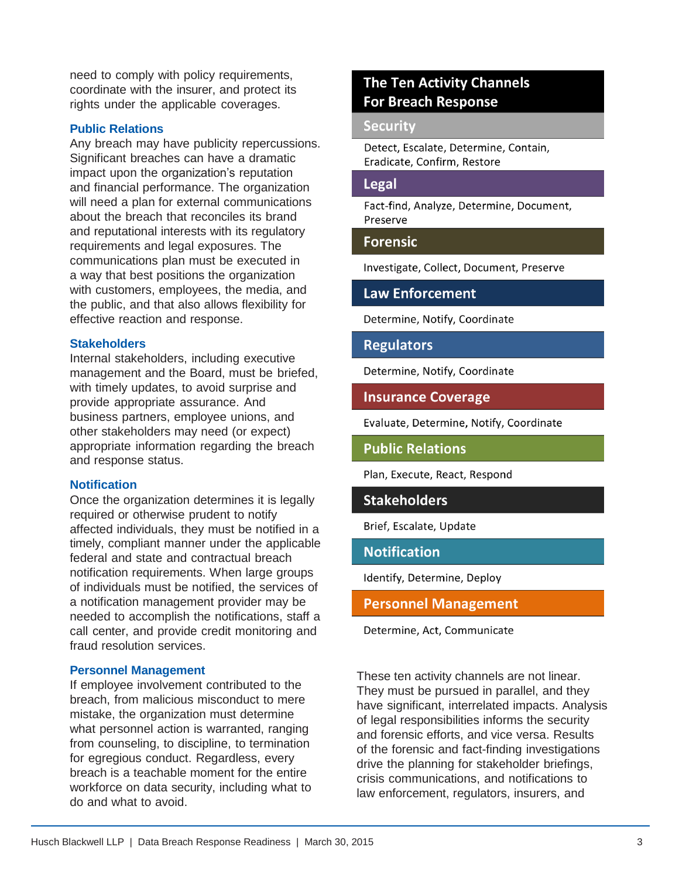need to comply with policy requirements, coordinate with the insurer, and protect its rights under the applicable coverages.

### Public Relations

Any breach may have publicity repercussions. Significant breaches can have a dramatic impact upon the organization's reputation and financial performance. The organization will need a plan for external communications about the breach that reconciles its brand and reputational interests with its regulatory requirements and legal exposures. The communications plan must be executed in a way that best positions the organization with customers, employees, the media, and the public, and that also allows flexibility for effective reaction and response.

### Stakeholders

Internal stakeholders, including executive management and the Board, must be briefed, with timely updates, to avoid surprise and provide appropriate assurance. And business partners, employee unions, and other stakeholders may need (or expect) appropriate information regarding the breach and response status.

### Notification

Once the organization determines it is legally required or otherwise prudent to notify affected individuals, they must be notified in a timely, compliant manner under the applicable federal and state and contractual breach notification requirements. When large groups of individuals must be notified, the services of a notification management provider may be needed to accomplish the notifications, staff a call center, and provide credit monitoring and fraud resolution services.

### Personnel Management

If employee involvement contributed to the breach, from malicious misconduct to mere mistake, the organization must determine what personnel action is warranted, ranging from counseling, to discipline, to termination for egregious conduct. Regardless, every breach is a teachable moment for the entire workforce on data security, including what to do and what to avoid.

| The Ten Activity Channels For Breach Response |
|---|
| **Security** |
| Detect, Escalate, Determine, Contain, Eradicate, Confirm, Restore |
| **Legal** |
| Fact-find, Analyze, Determine, Document, Preserve |
| **Forensic** |
| Investigate, Collect, Document, Preserve |
| **Law Enforcement** |
| Determine, Notify, Coordinate |
| **Regulators** |
| Determine, Notify, Coordinate |
| **Insurance Coverage** |
| Evaluate, Determine, Notify, Coordinate |
| **Public Relations** |
| Plan, Execute, React, Respond |
| **Stakeholders** |
| Brief, Escalate, Update |
| **Notification** |
| Identify, Determine, Deploy |
| **Personnel Management** |
| Determine, Act, Communicate |

These ten activity channels are not linear. They must be pursued in parallel, and they have significant, interrelated impacts. Analysis of legal responsibilities informs the security and forensic efforts, and vice versa. Results of the forensic and fact-finding investigations drive the planning for stakeholder briefings, crisis communications, and notifications to law enforcement, regulators, insurers, and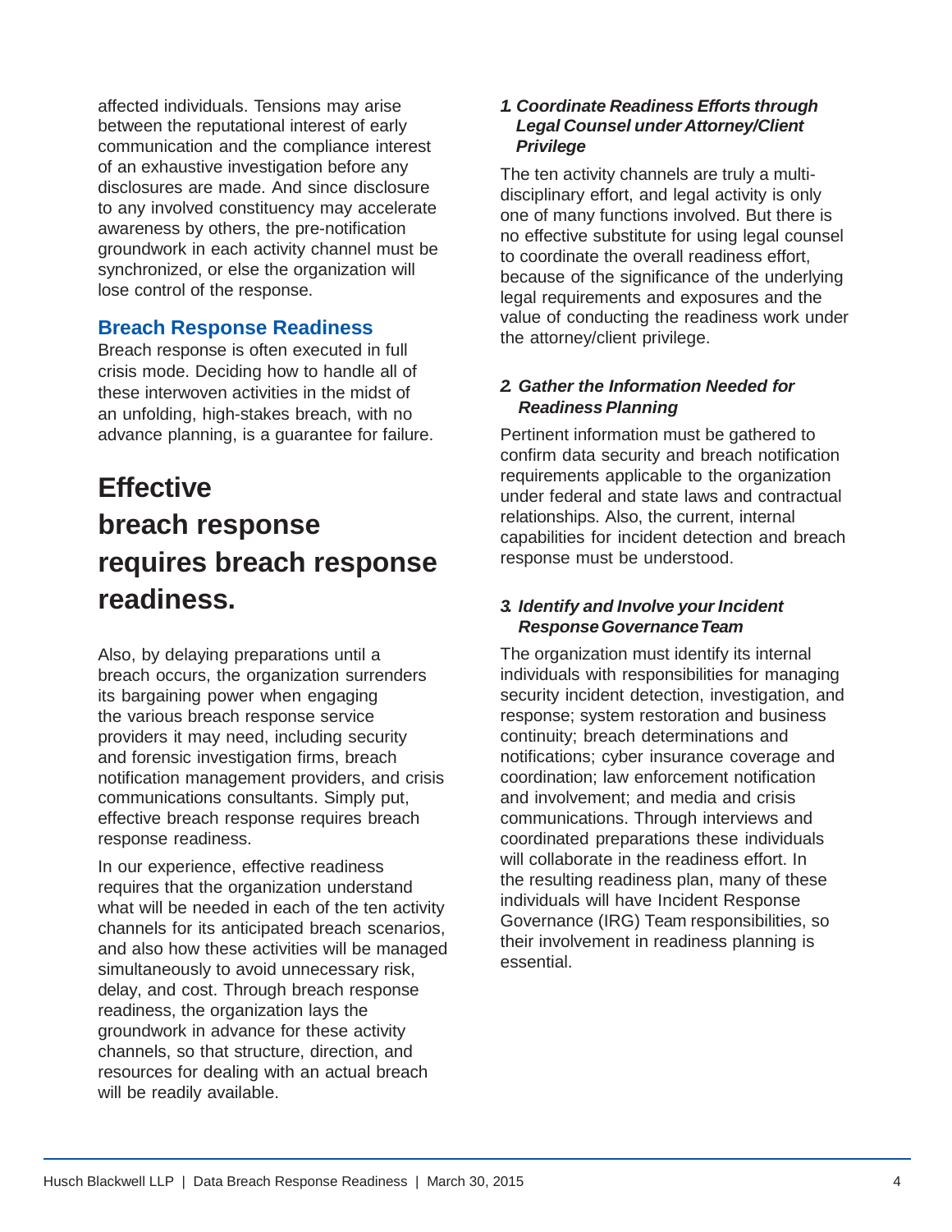affected individuals. Tensions may arise between the reputational interest of early communication and the compliance interest of an exhaustive investigation before any disclosures are made. And since disclosure to any involved constituency may accelerate awareness by others, the pre-notification groundwork in each activity channel must be synchronized, or else the organization will lose control of the response.

## Breach Response Readiness

Breach response is often executed in full crisis mode. Deciding how to handle all of these interwoven activities in the midst of an unfolding, high-stakes breach, with no advance planning, is a guarantee for failure.

# Effective breach response requires breach response readiness.

Also, by delaying preparations until a breach occurs, the organization surrenders its bargaining power when engaging the various breach response service providers it may need, including security and forensic investigation firms, breach notification management providers, and crisis communications consultants. Simply put, effective breach response requires breach response readiness.

In our experience, effective readiness requires that the organization understand what will be needed in each of the ten activity channels for its anticipated breach scenarios, and also how these activities will be managed simultaneously to avoid unnecessary risk, delay, and cost. Through breach response readiness, the organization lays the groundwork in advance for these activity channels, so that structure, direction, and resources for dealing with an actual breach will be readily available.

### *1. Coordinate Readiness Efforts through Legal Counsel under Attorney/Client Privilege*

The ten activity channels are truly a multi-disciplinary effort, and legal activity is only one of many functions involved. But there is no effective substitute for using legal counsel to coordinate the overall readiness effort, because of the significance of the underlying legal requirements and exposures and the value of conducting the readiness work under the attorney/client privilege.

### *2. Gather the Information Needed for Readiness Planning*

Pertinent information must be gathered to confirm data security and breach notification requirements applicable to the organization under federal and state laws and contractual relationships. Also, the current, internal capabilities for incident detection and breach response must be understood.

### *3. Identify and Involve your Incident Response Governance Team*

The organization must identify its internal individuals with responsibilities for managing security incident detection, investigation, and response; system restoration and business continuity; breach determinations and notifications; cyber insurance coverage and coordination; law enforcement notification and involvement; and media and crisis communications. Through interviews and coordinated preparations these individuals will collaborate in the readiness effort. In the resulting readiness plan, many of these individuals will have Incident Response Governance (IRG) Team responsibilities, so their involvement in readiness planning is essential.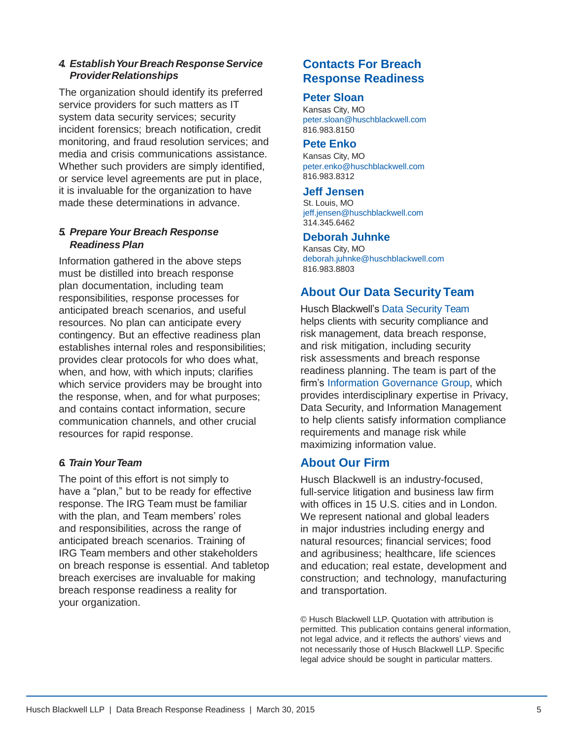### 4. Establish Your Breach Response Service Provider Relationships

The organization should identify its preferred service providers for such matters as IT system data security services; security incident forensics; breach notification, credit monitoring, and fraud resolution services; and media and crisis communications assistance. Whether such providers are simply identified, or service level agreements are put in place, it is invaluable for the organization to have made these determinations in advance.

### 5. Prepare Your Breach Response Readiness Plan

Information gathered in the above steps must be distilled into breach response plan documentation, including team responsibilities, response processes for anticipated breach scenarios, and useful resources. No plan can anticipate every contingency. But an effective readiness plan establishes internal roles and responsibilities; provides clear protocols for who does what, when, and how, with which inputs; clarifies which service providers may be brought into the response, when, and for what purposes; and contains contact information, secure communication channels, and other crucial resources for rapid response.

### 6. Train Your Team

The point of this effort is not simply to have a "plan," but to be ready for effective response. The IRG Team must be familiar with the plan, and Team members' roles and responsibilities, across the range of anticipated breach scenarios. Training of IRG Team members and other stakeholders on breach response is essential. And tabletop breach exercises are invaluable for making breach response readiness a reality for your organization.

## Contacts For Breach Response Readiness

### Peter Sloan

Kansas City, MO
peter.sloan@huschblackwell.com
816.983.8150

### Pete Enko

Kansas City, MO
peter.enko@huschblackwell.com
816.983.8312

### Jeff Jensen

St. Louis, MO
jeff.jensen@huschblackwell.com
314.345.6462

### Deborah Juhnke

Kansas City, MO
deborah.juhnke@huschblackwell.com
816.983.8803

## About Our Data Security Team

Husch Blackwell's Data Security Team helps clients with security compliance and risk management, data breach response, and risk mitigation, including security risk assessments and breach response readiness planning. The team is part of the firm's Information Governance Group, which provides interdisciplinary expertise in Privacy, Data Security, and Information Management to help clients satisfy information compliance requirements and manage risk while maximizing information value.

## About Our Firm

Husch Blackwell is an industry-focused, full-service litigation and business law firm with offices in 15 U.S. cities and in London. We represent national and global leaders in major industries including energy and natural resources; financial services; food and agribusiness; healthcare, life sciences and education; real estate, development and construction; and technology, manufacturing and transportation.

© Husch Blackwell LLP. Quotation with attribution is permitted. This publication contains general information, not legal advice, and it reflects the authors' views and not necessarily those of Husch Blackwell LLP. Specific legal advice should be sought in particular matters.